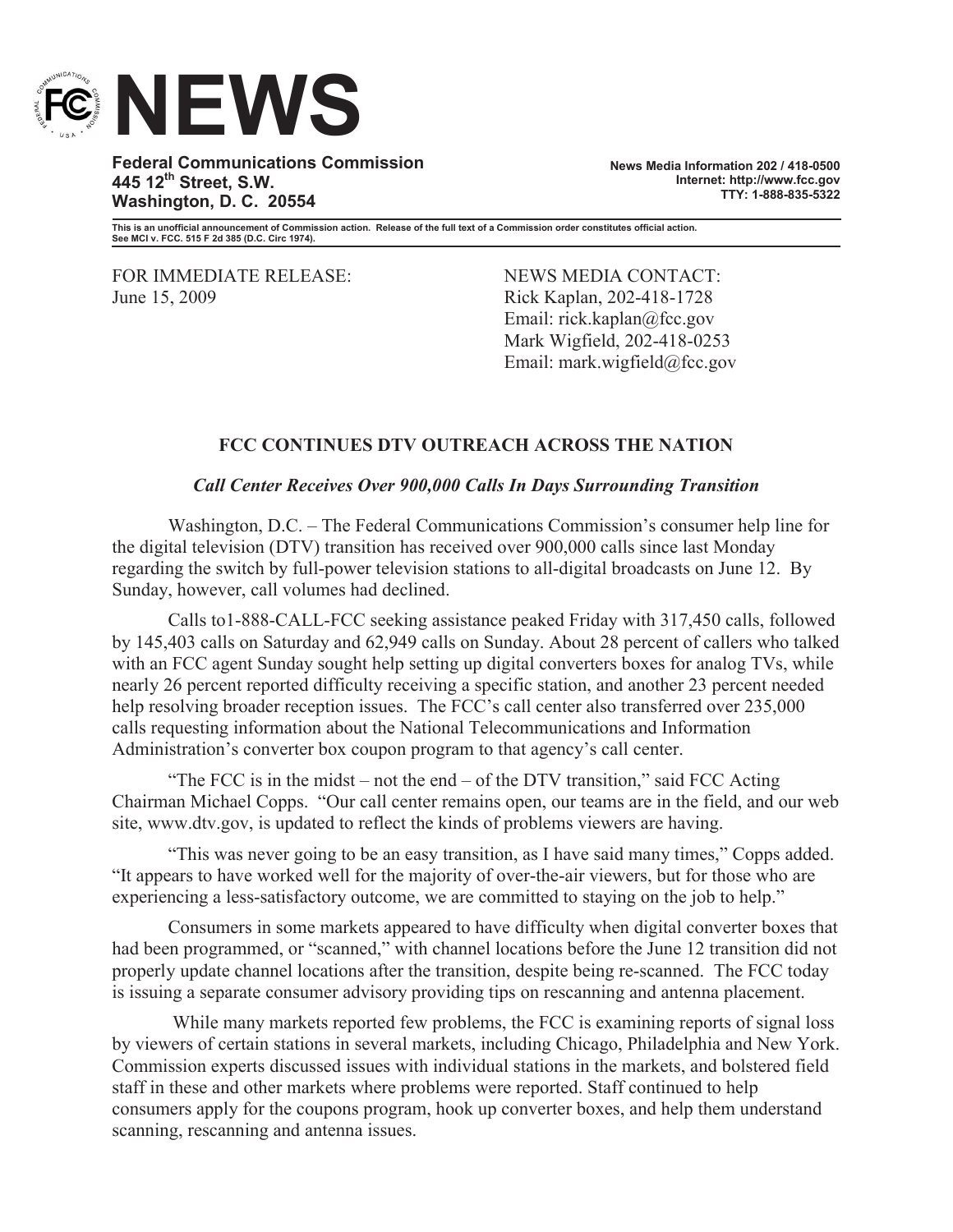# NEWS

**Federal Communications Commission**
**445 12th Street, S.W.**
**Washington, D. C. 20554**

**News Media Information 202 / 418-0500**
**Internet: http://www.fcc.gov**
**TTY: 1-888-835-5322**

**This is an unofficial announcement of Commission action. Release of the full text of a Commission order constitutes official action. See MCI v. FCC. 515 F 2d 385 (D.C. Circ 1974).**

FOR IMMEDIATE RELEASE:
June 15, 2009

NEWS MEDIA CONTACT:
Rick Kaplan, 202-418-1728
Email: rick.kaplan@fcc.gov
Mark Wigfield, 202-418-0253
Email: mark.wigfield@fcc.gov

## FCC CONTINUES DTV OUTREACH ACROSS THE NATION

***Call Center Receives Over 900,000 Calls In Days Surrounding Transition***

Washington, D.C. – The Federal Communications Commission's consumer help line for the digital television (DTV) transition has received over 900,000 calls since last Monday regarding the switch by full-power television stations to all-digital broadcasts on June 12. By Sunday, however, call volumes had declined.

Calls to1-888-CALL-FCC seeking assistance peaked Friday with 317,450 calls, followed by 145,403 calls on Saturday and 62,949 calls on Sunday. About 28 percent of callers who talked with an FCC agent Sunday sought help setting up digital converters boxes for analog TVs, while nearly 26 percent reported difficulty receiving a specific station, and another 23 percent needed help resolving broader reception issues. The FCC's call center also transferred over 235,000 calls requesting information about the National Telecommunications and Information Administration's converter box coupon program to that agency's call center.

"The FCC is in the midst – not the end – of the DTV transition," said FCC Acting Chairman Michael Copps. "Our call center remains open, our teams are in the field, and our web site, www.dtv.gov, is updated to reflect the kinds of problems viewers are having.

"This was never going to be an easy transition, as I have said many times," Copps added. "It appears to have worked well for the majority of over-the-air viewers, but for those who are experiencing a less-satisfactory outcome, we are committed to staying on the job to help."

Consumers in some markets appeared to have difficulty when digital converter boxes that had been programmed, or "scanned," with channel locations before the June 12 transition did not properly update channel locations after the transition, despite being re-scanned. The FCC today is issuing a separate consumer advisory providing tips on rescanning and antenna placement.

While many markets reported few problems, the FCC is examining reports of signal loss by viewers of certain stations in several markets, including Chicago, Philadelphia and New York. Commission experts discussed issues with individual stations in the markets, and bolstered field staff in these and other markets where problems were reported. Staff continued to help consumers apply for the coupons program, hook up converter boxes, and help them understand scanning, rescanning and antenna issues.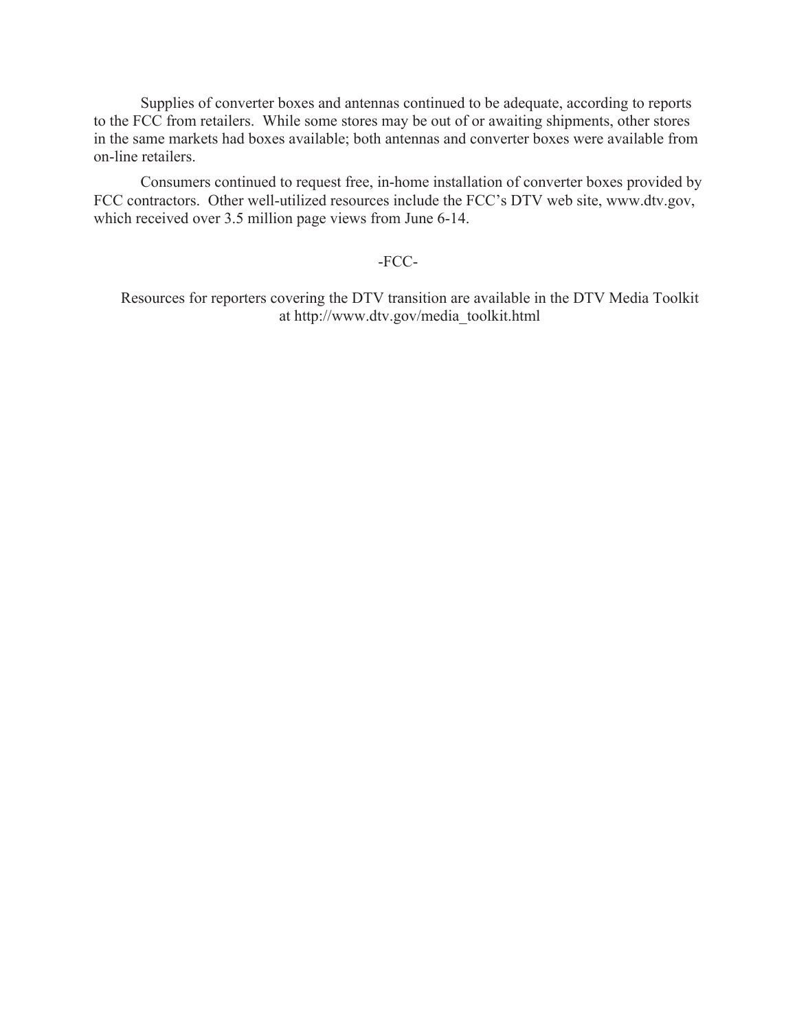Supplies of converter boxes and antennas continued to be adequate, according to reports to the FCC from retailers. While some stores may be out of or awaiting shipments, other stores in the same markets had boxes available; both antennas and converter boxes were available from on-line retailers.

Consumers continued to request free, in-home installation of converter boxes provided by FCC contractors. Other well-utilized resources include the FCC's DTV web site, www.dtv.gov, which received over 3.5 million page views from June 6-14.

-FCC-

Resources for reporters covering the DTV transition are available in the DTV Media Toolkit at http://www.dtv.gov/media_toolkit.html